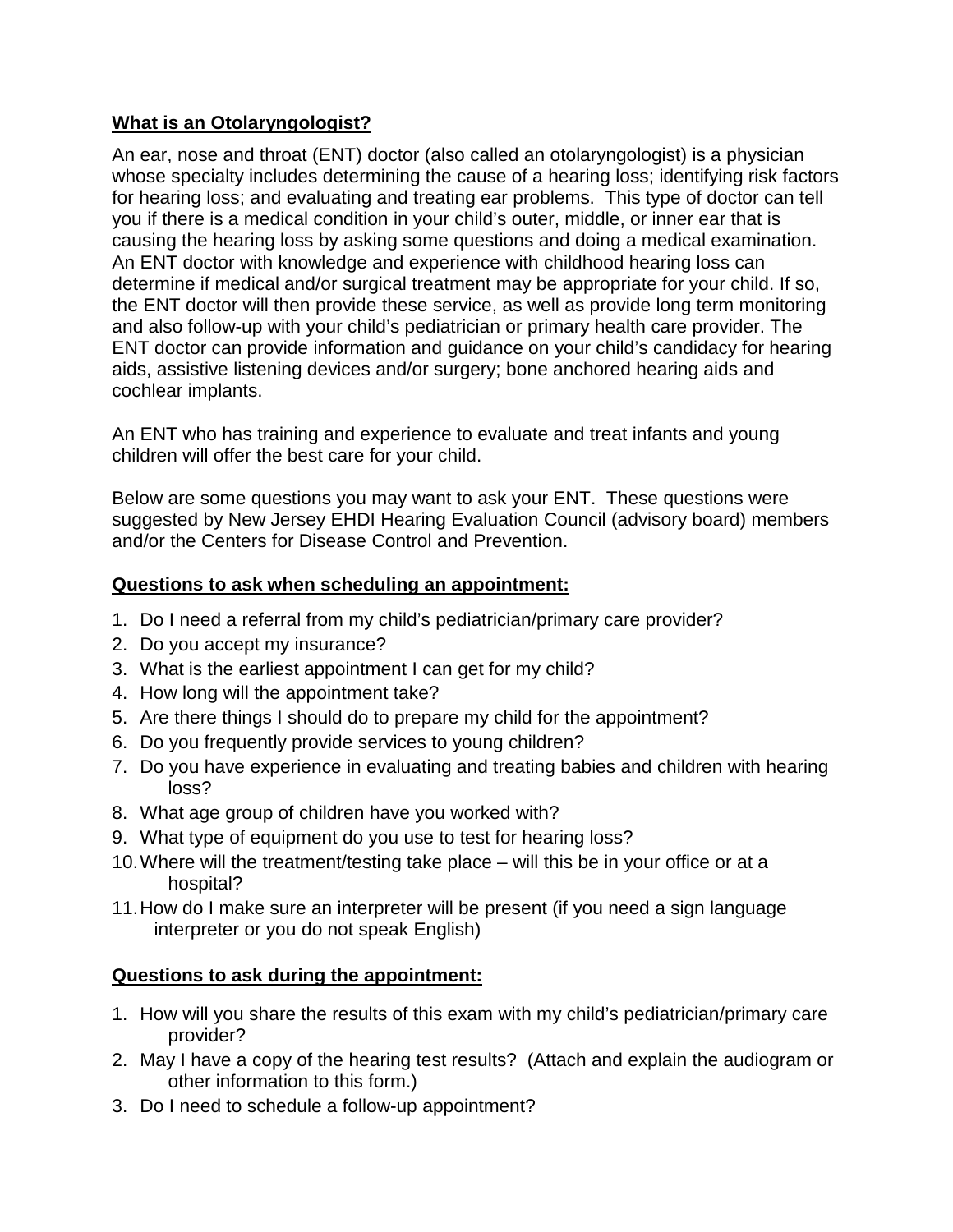## What is an Otolaryngologist?

An ear, nose and throat (ENT) doctor (also called an otolaryngologist) is a physician whose specialty includes determining the cause of a hearing loss; identifying risk factors for hearing loss; and evaluating and treating ear problems. This type of doctor can tell you if there is a medical condition in your child's outer, middle, or inner ear that is causing the hearing loss by asking some questions and doing a medical examination. An ENT doctor with knowledge and experience with childhood hearing loss can determine if medical and/or surgical treatment may be appropriate for your child. If so, the ENT doctor will then provide these service, as well as provide long term monitoring and also follow-up with your child's pediatrician or primary health care provider. The ENT doctor can provide information and guidance on your child's candidacy for hearing aids, assistive listening devices and/or surgery; bone anchored hearing aids and cochlear implants.

An ENT who has training and experience to evaluate and treat infants and young children will offer the best care for your child.

Below are some questions you may want to ask your ENT. These questions were suggested by New Jersey EHDI Hearing Evaluation Council (advisory board) members and/or the Centers for Disease Control and Prevention.

## Questions to ask when scheduling an appointment:

1. Do I need a referral from my child's pediatrician/primary care provider?
2. Do you accept my insurance?
3. What is the earliest appointment I can get for my child?
4. How long will the appointment take?
5. Are there things I should do to prepare my child for the appointment?
6. Do you frequently provide services to young children?
7. Do you have experience in evaluating and treating babies and children with hearing loss?
8. What age group of children have you worked with?
9. What type of equipment do you use to test for hearing loss?
10. Where will the treatment/testing take place – will this be in your office or at a hospital?
11. How do I make sure an interpreter will be present (if you need a sign language interpreter or you do not speak English)

## Questions to ask during the appointment:

1. How will you share the results of this exam with my child's pediatrician/primary care provider?
2. May I have a copy of the hearing test results? (Attach and explain the audiogram or other information to this form.)
3. Do I need to schedule a follow-up appointment?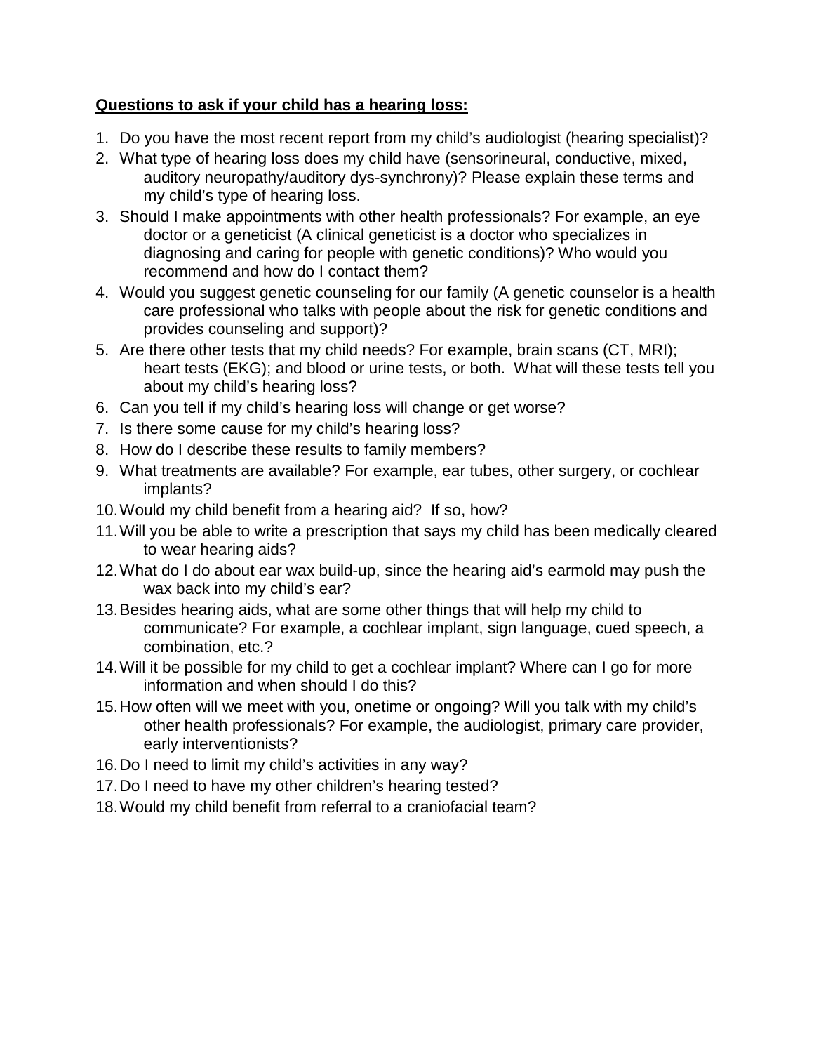**Questions to ask if your child has a hearing loss:**

1. Do you have the most recent report from my child's audiologist (hearing specialist)?
2. What type of hearing loss does my child have (sensorineural, conductive, mixed, auditory neuropathy/auditory dys-synchrony)? Please explain these terms and my child's type of hearing loss.
3. Should I make appointments with other health professionals? For example, an eye doctor or a geneticist (A clinical geneticist is a doctor who specializes in diagnosing and caring for people with genetic conditions)? Who would you recommend and how do I contact them?
4. Would you suggest genetic counseling for our family (A genetic counselor is a health care professional who talks with people about the risk for genetic conditions and provides counseling and support)?
5. Are there other tests that my child needs? For example, brain scans (CT, MRI); heart tests (EKG); and blood or urine tests, or both. What will these tests tell you about my child's hearing loss?
6. Can you tell if my child's hearing loss will change or get worse?
7. Is there some cause for my child's hearing loss?
8. How do I describe these results to family members?
9. What treatments are available? For example, ear tubes, other surgery, or cochlear implants?
10. Would my child benefit from a hearing aid? If so, how?
11. Will you be able to write a prescription that says my child has been medically cleared to wear hearing aids?
12. What do I do about ear wax build-up, since the hearing aid's earmold may push the wax back into my child's ear?
13. Besides hearing aids, what are some other things that will help my child to communicate? For example, a cochlear implant, sign language, cued speech, a combination, etc.?
14. Will it be possible for my child to get a cochlear implant? Where can I go for more information and when should I do this?
15. How often will we meet with you, onetime or ongoing? Will you talk with my child's other health professionals? For example, the audiologist, primary care provider, early interventionists?
16. Do I need to limit my child's activities in any way?
17. Do I need to have my other children's hearing tested?
18. Would my child benefit from referral to a craniofacial team?